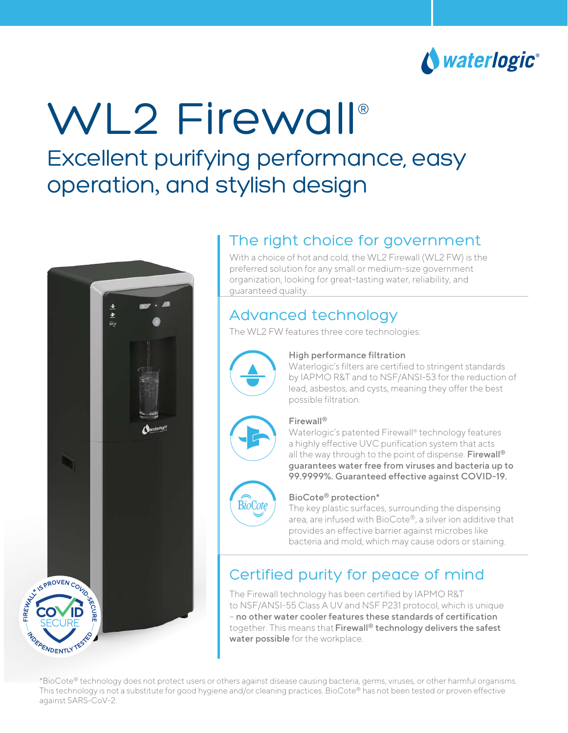waterlogic®

# WL2 Firewall®

## Excellent purifying performance, easy operation, and stylish design

FIREWALL® IS PROVEN COVID-SECURE
COVID SECURE
INDEPENDENTLY TESTED

## The right choice for government

With a choice of hot and cold, the WL2 Firewall (WL2 FW) is the preferred solution for any small or medium-size government organization, looking for great-tasting water, reliability, and guaranteed quality.

## Advanced technology

The WL2 FW features three core technologies:

### High performance filtration

Waterlogic's filters are certified to stringent standards by IAPMO R&T and to NSF/ANSI-53 for the reduction of lead, asbestos, and cysts, meaning they offer the best possible filtration.

### Firewall®

Waterlogic's patented Firewall® technology features a highly effective UVC purification system that acts all the way through to the point of dispense. **Firewall® guarantees water free from viruses and bacteria up to 99.9999%. Guaranteed effective against COVID-19.**

### BioCote® protection*

The key plastic surfaces, surrounding the dispensing area, are infused with BioCote®, a silver ion additive that provides an effective barrier against microbes like bacteria and mold, which may cause odors or staining.

## Certified purity for peace of mind

The Firewall technology has been certified by IAPMO R&T to NSF/ANSI-55 Class A UV and NSF P231 protocol, which is unique – **no other water cooler features these standards of certification** together. This means that **Firewall® technology delivers the safest water possible** for the workplace.

*BioCote® technology does not protect users or others against disease causing bacteria, germs, viruses, or other harmful organisms. This technology is not a substitute for good hygiene and/or cleaning practices. BioCote® has not been tested or proven effective against SARS-CoV-2.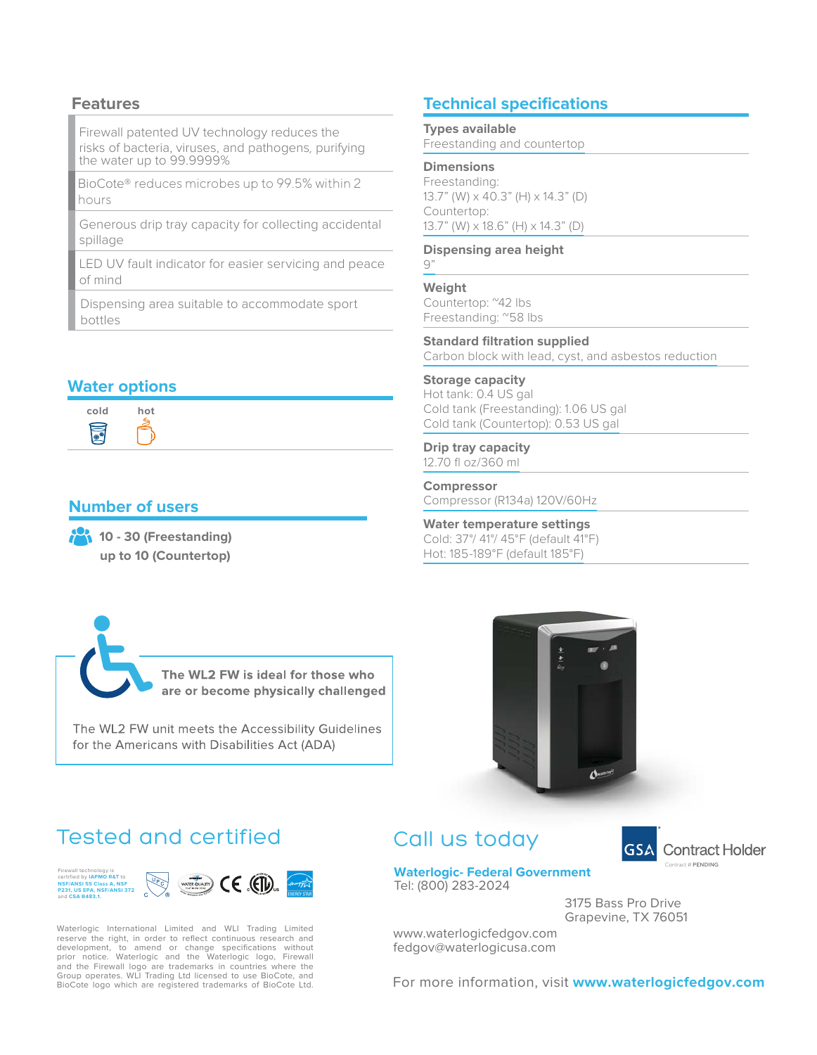## Features

- Firewall patented UV technology reduces the risks of bacteria, viruses, and pathogens, purifying the water up to 99.9999%
- BioCote® reduces microbes up to 99.5% within 2 hours
- Generous drip tray capacity for collecting accidental spillage
- LED UV fault indicator for easier servicing and peace of mind
- Dispensing area suitable to accommodate sport bottles

## Water options

cold

hot

## Number of users

**10 - 30 (Freestanding)**

**up to 10 (Countertop)**

## Technical specifications

**Types available**
Freestanding and countertop

**Dimensions**
Freestanding:
13.7" (W) x 40.3" (H) x 14.3" (D)
Countertop:
13.7" (W) x 18.6" (H) x 14.3" (D)

**Dispensing area height**
9"

**Weight**
Countertop: ~42 lbs
Freestanding: ~58 lbs

**Standard filtration supplied**
Carbon block with lead, cyst, and asbestos reduction

**Storage capacity**
Hot tank: 0.4 US gal
Cold tank (Freestanding): 1.06 US gal
Cold tank (Countertop): 0.53 US gal

**Drip tray capacity**
12.70 fl oz/360 ml

**Compressor**
Compressor (R134a) 120V/60Hz

**Water temperature settings**
Cold: 37°/ 41°/ 45°F (default 41°F)
Hot: 185-189°F (default 185°F)

**The WL2 FW is ideal for those who are or become physically challenged**

The WL2 FW unit meets the Accessibility Guidelines for the Americans with Disabilities Act (ADA)

## Tested and certified

Firewall technology is certified by **IAPMO R&T** to **NSF/ANSI 55 Class A, NSF P231, US EPA, NSF/ANSI 372** and **CSA B483.1.**

Waterlogic International Limited and WLI Trading Limited reserve the right, in order to reflect continuous research and development, to amend or change specifications without prior notice. Waterlogic and the Waterlogic logo, Firewall and the Firewall logo are trademarks in countries where the Group operates. WLI Trading Ltd licensed to use BioCote, and BioCote logo which are registered trademarks of BioCote Ltd.

## Call us today

GSA Contract Holder
Contract # PENDING

**Waterlogic- Federal Government**
Tel: (800) 283-2024

3175 Bass Pro Drive
Grapevine, TX 76051

www.waterlogicfedgov.com
fedgov@waterlogicusa.com

For more information, visit **www.waterlogicfedgov.com**